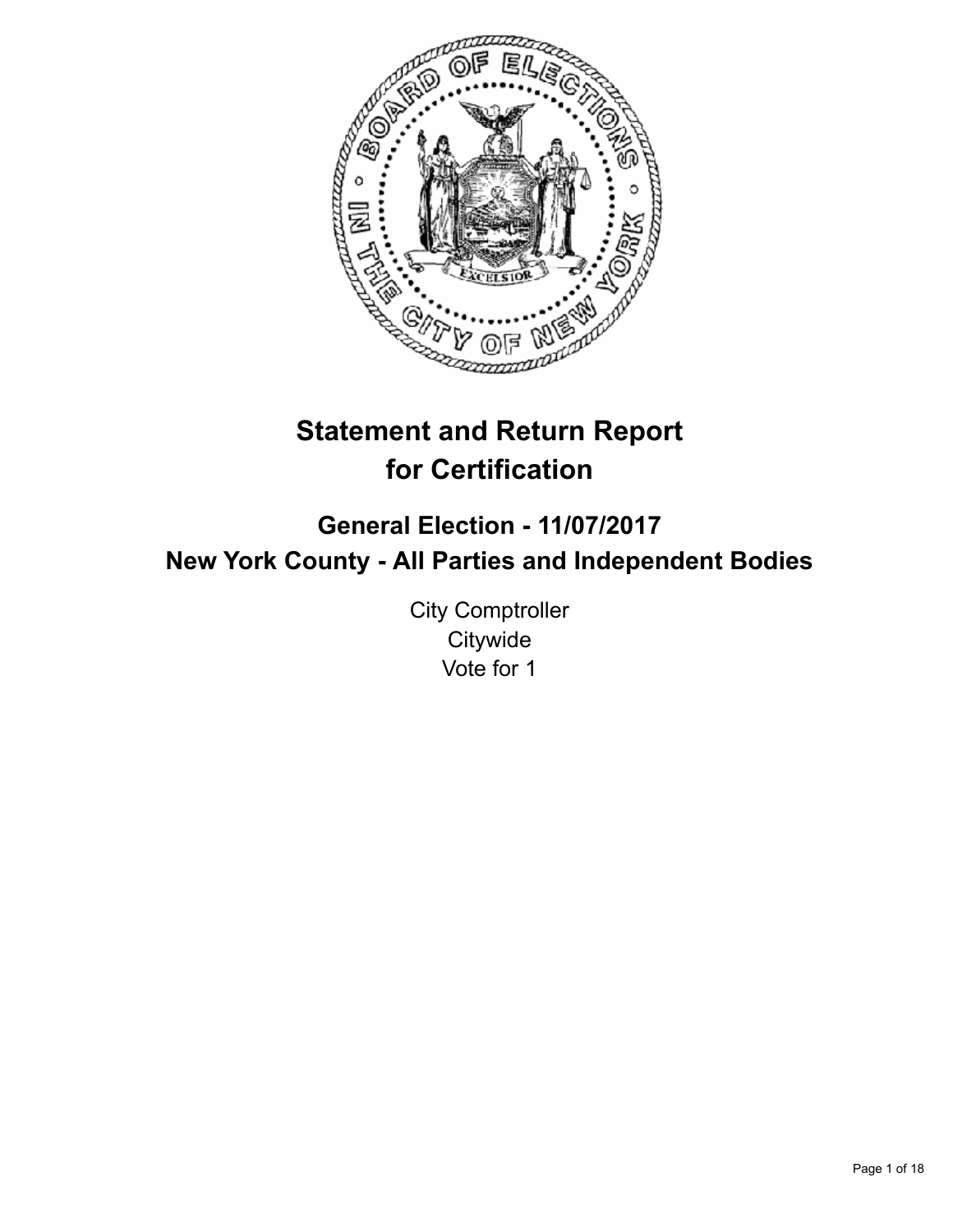# Statement and Return Report for Certification

## General Election - 11/07/2017

## New York County - All Parties and Independent Bodies

City Comptroller
Citywide
Vote for 1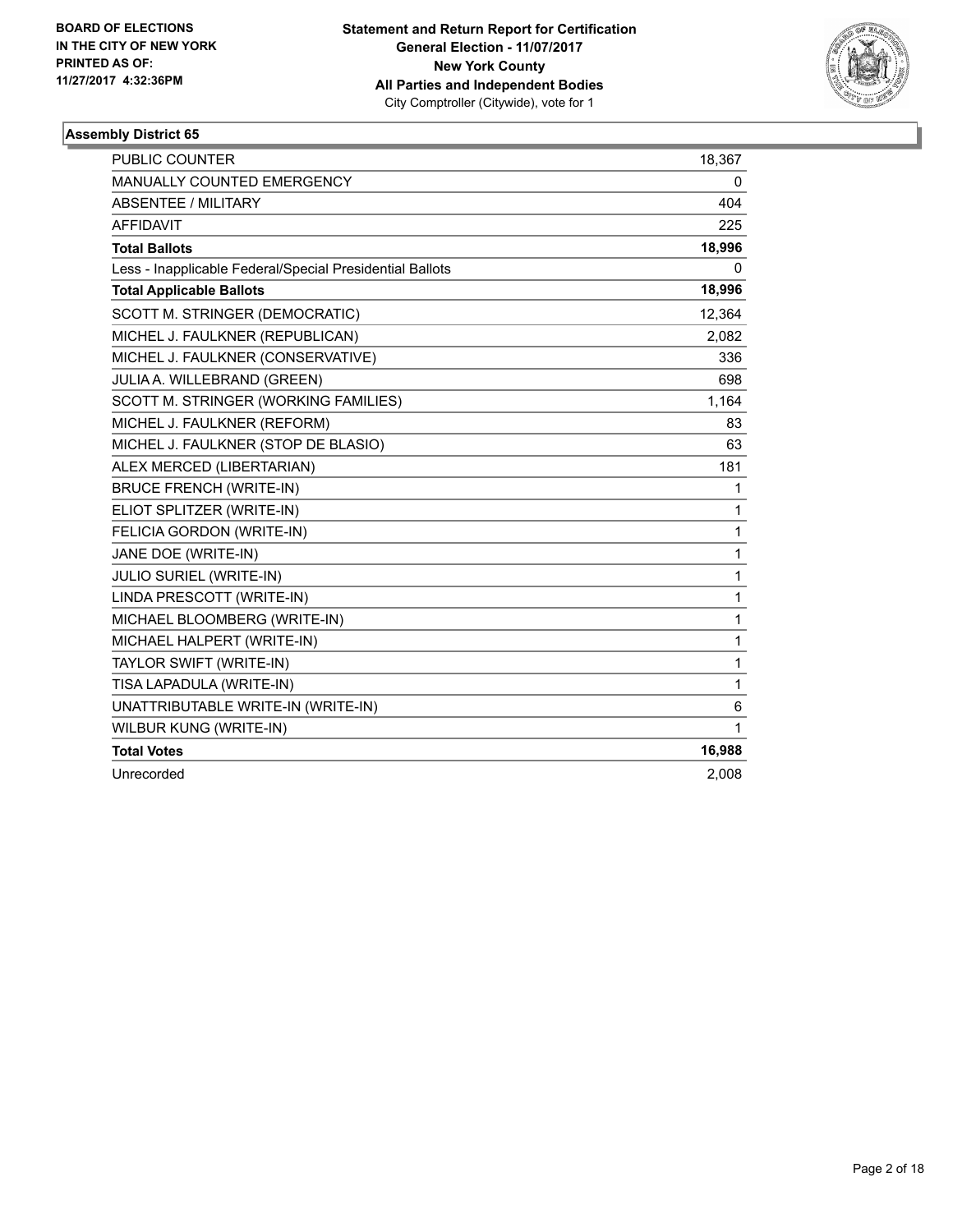**BOARD OF ELECTIONS IN THE CITY OF NEW YORK PRINTED AS OF: 11/27/2017 4:32:36PM**

**Statement and Return Report for Certification General Election - 11/07/2017 New York County All Parties and Independent Bodies** City Comptroller (Citywide), vote for 1

### Assembly District 65

| | |
|---|---|
| PUBLIC COUNTER | 18,367 |
| MANUALLY COUNTED EMERGENCY | 0 |
| ABSENTEE / MILITARY | 404 |
| AFFIDAVIT | 225 |
| **Total Ballots** | **18,996** |
| Less - Inapplicable Federal/Special Presidential Ballots | 0 |
| **Total Applicable Ballots** | **18,996** |
| SCOTT M. STRINGER (DEMOCRATIC) | 12,364 |
| MICHEL J. FAULKNER (REPUBLICAN) | 2,082 |
| MICHEL J. FAULKNER (CONSERVATIVE) | 336 |
| JULIA A. WILLEBRAND (GREEN) | 698 |
| SCOTT M. STRINGER (WORKING FAMILIES) | 1,164 |
| MICHEL J. FAULKNER (REFORM) | 83 |
| MICHEL J. FAULKNER (STOP DE BLASIO) | 63 |
| ALEX MERCED (LIBERTARIAN) | 181 |
| BRUCE FRENCH (WRITE-IN) | 1 |
| ELIOT SPLITZER (WRITE-IN) | 1 |
| FELICIA GORDON (WRITE-IN) | 1 |
| JANE DOE (WRITE-IN) | 1 |
| JULIO SURIEL (WRITE-IN) | 1 |
| LINDA PRESCOTT (WRITE-IN) | 1 |
| MICHAEL BLOOMBERG (WRITE-IN) | 1 |
| MICHAEL HALPERT (WRITE-IN) | 1 |
| TAYLOR SWIFT (WRITE-IN) | 1 |
| TISA LAPADULA (WRITE-IN) | 1 |
| UNATTRIBUTABLE WRITE-IN (WRITE-IN) | 6 |
| WILBUR KUNG (WRITE-IN) | 1 |
| **Total Votes** | **16,988** |
| Unrecorded | 2,008 |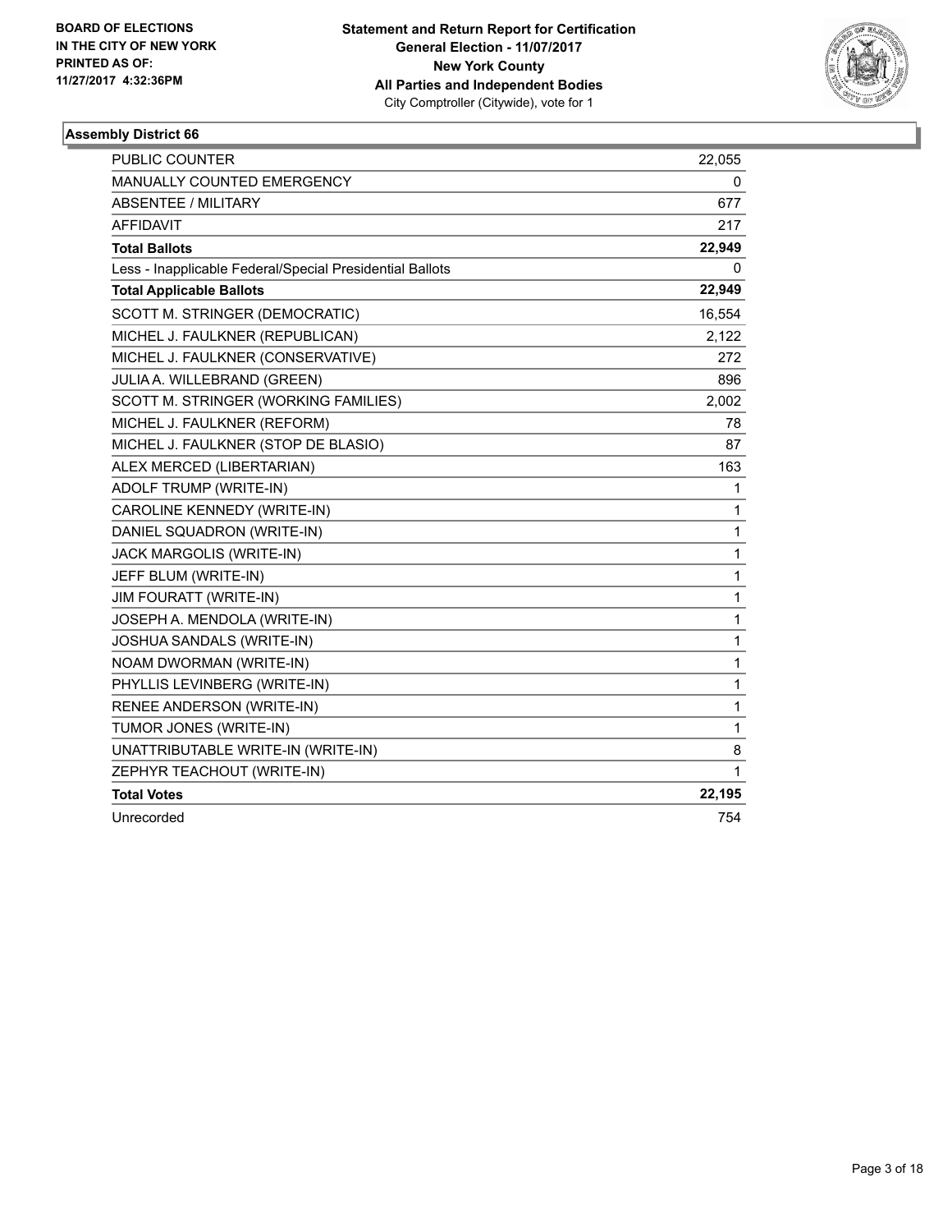BOARD OF ELECTIONS
IN THE CITY OF NEW YORK
PRINTED AS OF:
11/27/2017 4:32:36PM

**Statement and Return Report for Certification**
**General Election - 11/07/2017**
**New York County**
**All Parties and Independent Bodies**
City Comptroller (Citywide), vote for 1

### Assembly District 66

| | |
|---|---|
| PUBLIC COUNTER | 22,055 |
| MANUALLY COUNTED EMERGENCY | 0 |
| ABSENTEE / MILITARY | 677 |
| AFFIDAVIT | 217 |
| **Total Ballots** | **22,949** |
| Less - Inapplicable Federal/Special Presidential Ballots | 0 |
| **Total Applicable Ballots** | **22,949** |
| SCOTT M. STRINGER (DEMOCRATIC) | 16,554 |
| MICHEL J. FAULKNER (REPUBLICAN) | 2,122 |
| MICHEL J. FAULKNER (CONSERVATIVE) | 272 |
| JULIA A. WILLEBRAND (GREEN) | 896 |
| SCOTT M. STRINGER (WORKING FAMILIES) | 2,002 |
| MICHEL J. FAULKNER (REFORM) | 78 |
| MICHEL J. FAULKNER (STOP DE BLASIO) | 87 |
| ALEX MERCED (LIBERTARIAN) | 163 |
| ADOLF TRUMP (WRITE-IN) | 1 |
| CAROLINE KENNEDY (WRITE-IN) | 1 |
| DANIEL SQUADRON (WRITE-IN) | 1 |
| JACK MARGOLIS (WRITE-IN) | 1 |
| JEFF BLUM (WRITE-IN) | 1 |
| JIM FOURATT (WRITE-IN) | 1 |
| JOSEPH A. MENDOLA (WRITE-IN) | 1 |
| JOSHUA SANDALS (WRITE-IN) | 1 |
| NOAM DWORMAN (WRITE-IN) | 1 |
| PHYLLIS LEVINBERG (WRITE-IN) | 1 |
| RENEE ANDERSON (WRITE-IN) | 1 |
| TUMOR JONES (WRITE-IN) | 1 |
| UNATTRIBUTABLE WRITE-IN (WRITE-IN) | 8 |
| ZEPHYR TEACHOUT (WRITE-IN) | 1 |
| **Total Votes** | **22,195** |
| Unrecorded | 754 |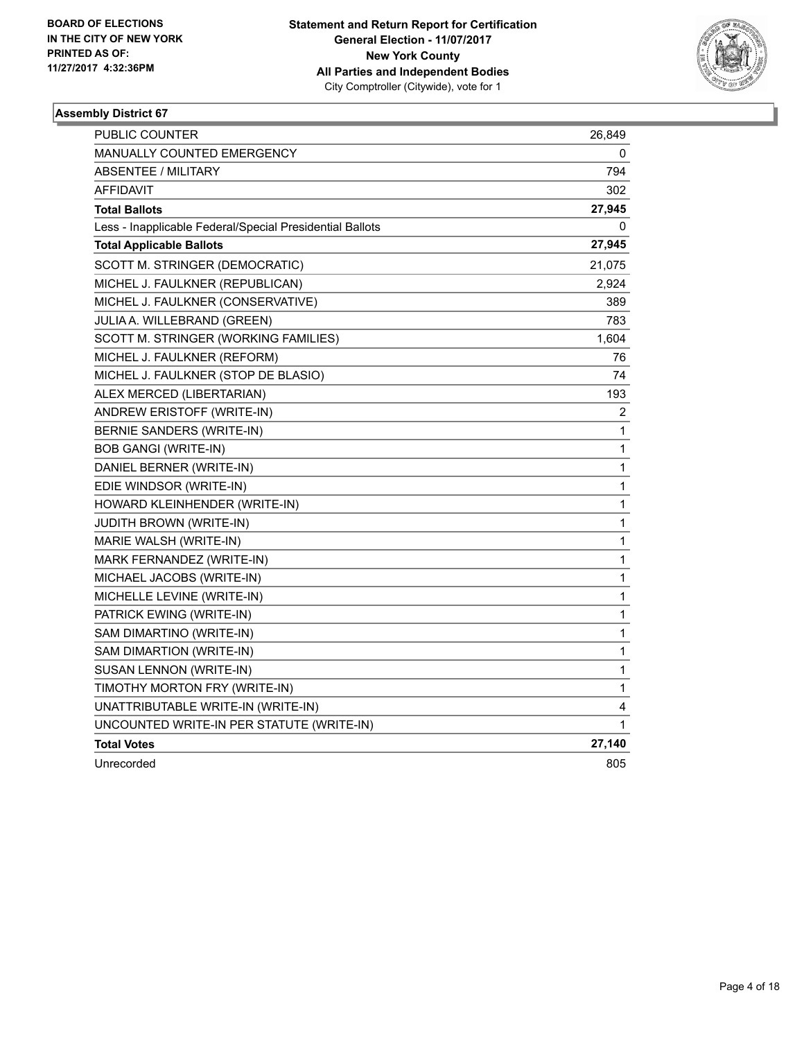BOARD OF ELECTIONS
IN THE CITY OF NEW YORK
PRINTED AS OF:
11/27/2017 4:32:36PM

**Statement and Return Report for Certification**
**General Election - 11/07/2017**
**New York County**
**All Parties and Independent Bodies**
City Comptroller (Citywide), vote for 1

### Assembly District 67

| | |
|---|---|
| PUBLIC COUNTER | 26,849 |
| MANUALLY COUNTED EMERGENCY | 0 |
| ABSENTEE / MILITARY | 794 |
| AFFIDAVIT | 302 |
| **Total Ballots** | **27,945** |
| Less - Inapplicable Federal/Special Presidential Ballots | 0 |
| **Total Applicable Ballots** | **27,945** |
| SCOTT M. STRINGER (DEMOCRATIC) | 21,075 |
| MICHEL J. FAULKNER (REPUBLICAN) | 2,924 |
| MICHEL J. FAULKNER (CONSERVATIVE) | 389 |
| JULIA A. WILLEBRAND (GREEN) | 783 |
| SCOTT M. STRINGER (WORKING FAMILIES) | 1,604 |
| MICHEL J. FAULKNER (REFORM) | 76 |
| MICHEL J. FAULKNER (STOP DE BLASIO) | 74 |
| ALEX MERCED (LIBERTARIAN) | 193 |
| ANDREW ERISTOFF (WRITE-IN) | 2 |
| BERNIE SANDERS (WRITE-IN) | 1 |
| BOB GANGI (WRITE-IN) | 1 |
| DANIEL BERNER (WRITE-IN) | 1 |
| EDIE WINDSOR (WRITE-IN) | 1 |
| HOWARD KLEINHENDER (WRITE-IN) | 1 |
| JUDITH BROWN (WRITE-IN) | 1 |
| MARIE WALSH (WRITE-IN) | 1 |
| MARK FERNANDEZ (WRITE-IN) | 1 |
| MICHAEL JACOBS (WRITE-IN) | 1 |
| MICHELLE LEVINE (WRITE-IN) | 1 |
| PATRICK EWING (WRITE-IN) | 1 |
| SAM DIMARTINO (WRITE-IN) | 1 |
| SAM DIMARTION (WRITE-IN) | 1 |
| SUSAN LENNON (WRITE-IN) | 1 |
| TIMOTHY MORTON FRY (WRITE-IN) | 1 |
| UNATTRIBUTABLE WRITE-IN (WRITE-IN) | 4 |
| UNCOUNTED WRITE-IN PER STATUTE (WRITE-IN) | 1 |
| **Total Votes** | **27,140** |
| Unrecorded | 805 |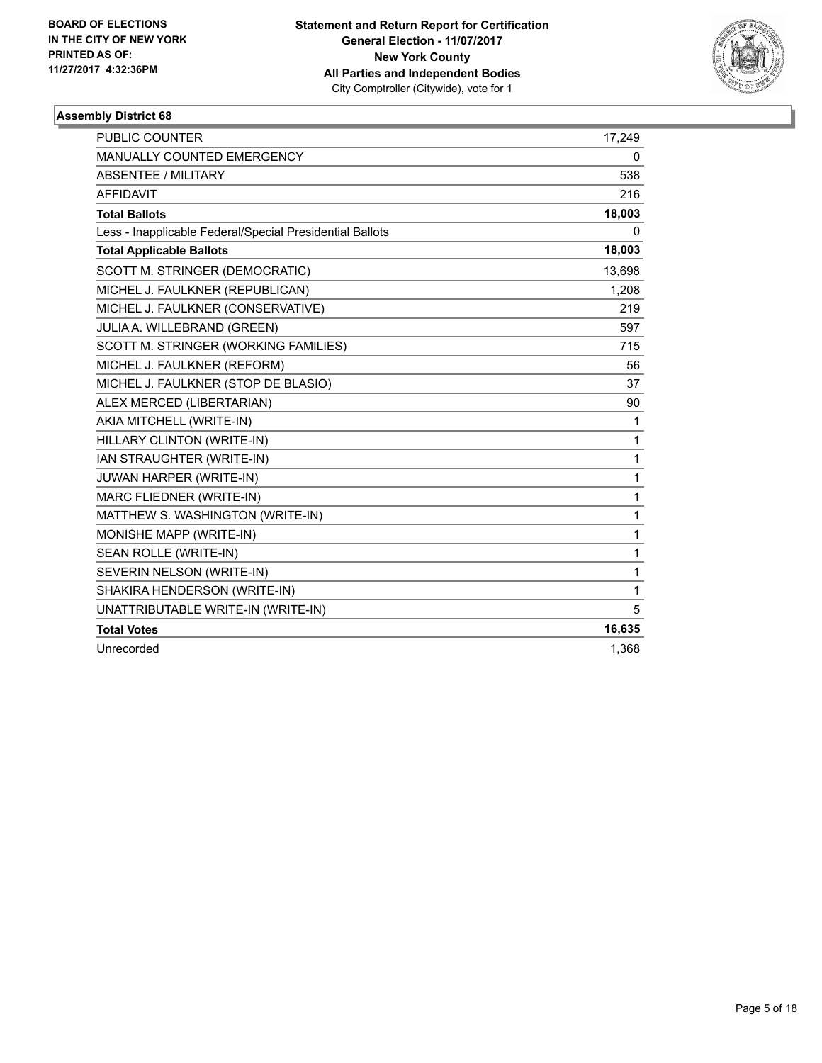BOARD OF ELECTIONS
IN THE CITY OF NEW YORK
PRINTED AS OF:
11/27/2017 4:32:36PM

**Statement and Return Report for Certification**
**General Election - 11/07/2017**
**New York County**
**All Parties and Independent Bodies**
City Comptroller (Citywide), vote for 1

### Assembly District 68

| | |
|---|---|
| PUBLIC COUNTER | 17,249 |
| MANUALLY COUNTED EMERGENCY | 0 |
| ABSENTEE / MILITARY | 538 |
| AFFIDAVIT | 216 |
| **Total Ballots** | **18,003** |
| Less - Inapplicable Federal/Special Presidential Ballots | 0 |
| **Total Applicable Ballots** | **18,003** |
| SCOTT M. STRINGER (DEMOCRATIC) | 13,698 |
| MICHEL J. FAULKNER (REPUBLICAN) | 1,208 |
| MICHEL J. FAULKNER (CONSERVATIVE) | 219 |
| JULIA A. WILLEBRAND (GREEN) | 597 |
| SCOTT M. STRINGER (WORKING FAMILIES) | 715 |
| MICHEL J. FAULKNER (REFORM) | 56 |
| MICHEL J. FAULKNER (STOP DE BLASIO) | 37 |
| ALEX MERCED (LIBERTARIAN) | 90 |
| AKIA MITCHELL (WRITE-IN) | 1 |
| HILLARY CLINTON (WRITE-IN) | 1 |
| IAN STRAUGHTER (WRITE-IN) | 1 |
| JUWAN HARPER (WRITE-IN) | 1 |
| MARC FLIEDNER (WRITE-IN) | 1 |
| MATTHEW S. WASHINGTON (WRITE-IN) | 1 |
| MONISHE MAPP (WRITE-IN) | 1 |
| SEAN ROLLE (WRITE-IN) | 1 |
| SEVERIN NELSON (WRITE-IN) | 1 |
| SHAKIRA HENDERSON (WRITE-IN) | 1 |
| UNATTRIBUTABLE WRITE-IN (WRITE-IN) | 5 |
| **Total Votes** | **16,635** |
| Unrecorded | 1,368 |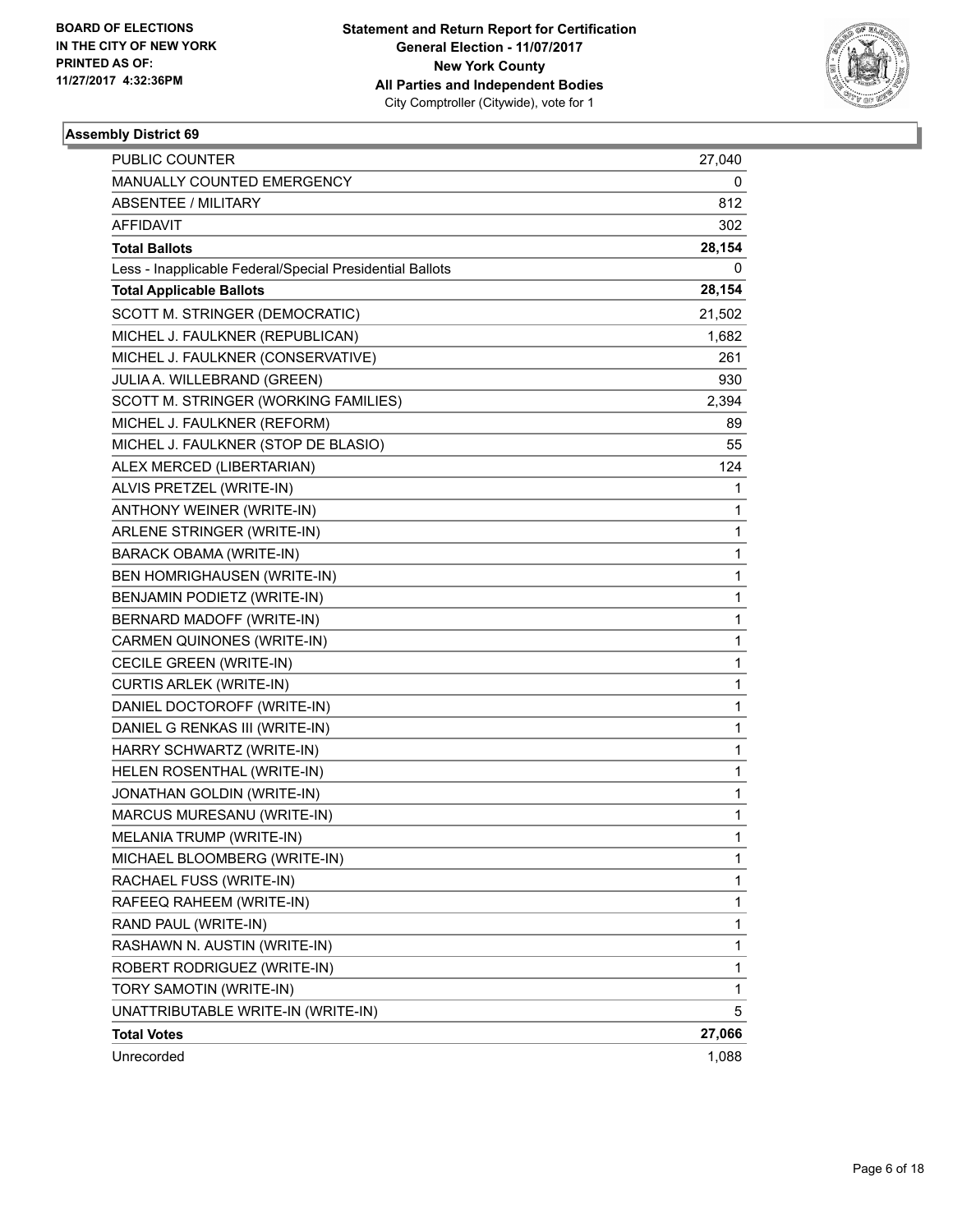BOARD OF ELECTIONS
IN THE CITY OF NEW YORK
PRINTED AS OF:
11/27/2017 4:32:36PM

**Statement and Return Report for Certification**
**General Election - 11/07/2017**
**New York County**
**All Parties and Independent Bodies**
City Comptroller (Citywide), vote for 1

### Assembly District 69

| | |
|---|---|
| PUBLIC COUNTER | 27,040 |
| MANUALLY COUNTED EMERGENCY | 0 |
| ABSENTEE / MILITARY | 812 |
| AFFIDAVIT | 302 |
| **Total Ballots** | **28,154** |
| Less - Inapplicable Federal/Special Presidential Ballots | 0 |
| **Total Applicable Ballots** | **28,154** |
| SCOTT M. STRINGER (DEMOCRATIC) | 21,502 |
| MICHEL J. FAULKNER (REPUBLICAN) | 1,682 |
| MICHEL J. FAULKNER (CONSERVATIVE) | 261 |
| JULIA A. WILLEBRAND (GREEN) | 930 |
| SCOTT M. STRINGER (WORKING FAMILIES) | 2,394 |
| MICHEL J. FAULKNER (REFORM) | 89 |
| MICHEL J. FAULKNER (STOP DE BLASIO) | 55 |
| ALEX MERCED (LIBERTARIAN) | 124 |
| ALVIS PRETZEL (WRITE-IN) | 1 |
| ANTHONY WEINER (WRITE-IN) | 1 |
| ARLENE STRINGER (WRITE-IN) | 1 |
| BARACK OBAMA (WRITE-IN) | 1 |
| BEN HOMRIGHAUSEN (WRITE-IN) | 1 |
| BENJAMIN PODIETZ (WRITE-IN) | 1 |
| BERNARD MADOFF (WRITE-IN) | 1 |
| CARMEN QUINONES (WRITE-IN) | 1 |
| CECILE GREEN (WRITE-IN) | 1 |
| CURTIS ARLEK (WRITE-IN) | 1 |
| DANIEL DOCTOROFF (WRITE-IN) | 1 |
| DANIEL G RENKAS III (WRITE-IN) | 1 |
| HARRY SCHWARTZ (WRITE-IN) | 1 |
| HELEN ROSENTHAL (WRITE-IN) | 1 |
| JONATHAN GOLDIN (WRITE-IN) | 1 |
| MARCUS MURESANU (WRITE-IN) | 1 |
| MELANIA TRUMP (WRITE-IN) | 1 |
| MICHAEL BLOOMBERG (WRITE-IN) | 1 |
| RACHAEL FUSS (WRITE-IN) | 1 |
| RAFEEQ RAHEEM (WRITE-IN) | 1 |
| RAND PAUL (WRITE-IN) | 1 |
| RASHAWN N. AUSTIN (WRITE-IN) | 1 |
| ROBERT RODRIGUEZ (WRITE-IN) | 1 |
| TORY SAMOTIN (WRITE-IN) | 1 |
| UNATTRIBUTABLE WRITE-IN (WRITE-IN) | 5 |
| **Total Votes** | **27,066** |
| Unrecorded | 1,088 |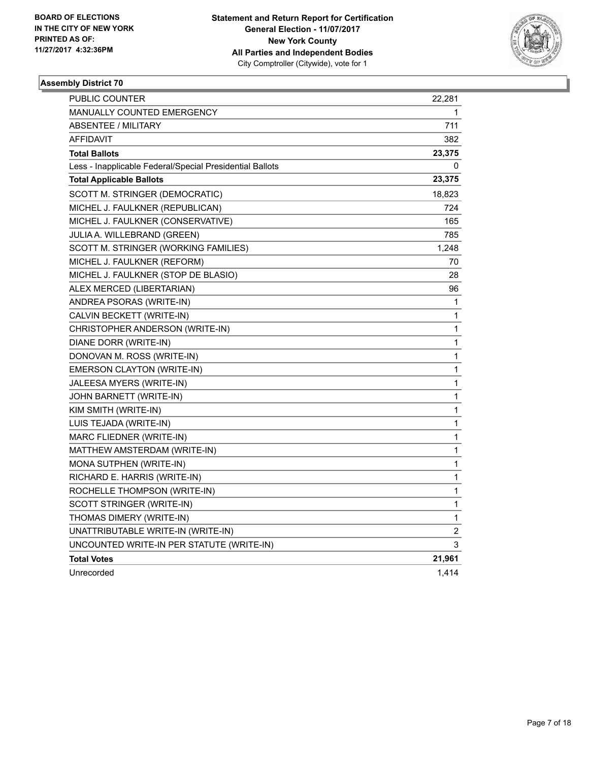BOARD OF ELECTIONS
IN THE CITY OF NEW YORK
PRINTED AS OF:
11/27/2017 4:32:36PM

**Statement and Return Report for Certification**
**General Election - 11/07/2017**
**New York County**
**All Parties and Independent Bodies**
City Comptroller (Citywide), vote for 1

### Assembly District 70

| | |
|---|---|
| PUBLIC COUNTER | 22,281 |
| MANUALLY COUNTED EMERGENCY | 1 |
| ABSENTEE / MILITARY | 711 |
| AFFIDAVIT | 382 |
| **Total Ballots** | **23,375** |
| Less - Inapplicable Federal/Special Presidential Ballots | 0 |
| **Total Applicable Ballots** | **23,375** |
| SCOTT M. STRINGER (DEMOCRATIC) | 18,823 |
| MICHEL J. FAULKNER (REPUBLICAN) | 724 |
| MICHEL J. FAULKNER (CONSERVATIVE) | 165 |
| JULIA A. WILLEBRAND (GREEN) | 785 |
| SCOTT M. STRINGER (WORKING FAMILIES) | 1,248 |
| MICHEL J. FAULKNER (REFORM) | 70 |
| MICHEL J. FAULKNER (STOP DE BLASIO) | 28 |
| ALEX MERCED (LIBERTARIAN) | 96 |
| ANDREA PSORAS (WRITE-IN) | 1 |
| CALVIN BECKETT (WRITE-IN) | 1 |
| CHRISTOPHER ANDERSON (WRITE-IN) | 1 |
| DIANE DORR (WRITE-IN) | 1 |
| DONOVAN M. ROSS (WRITE-IN) | 1 |
| EMERSON CLAYTON (WRITE-IN) | 1 |
| JALEESA MYERS (WRITE-IN) | 1 |
| JOHN BARNETT (WRITE-IN) | 1 |
| KIM SMITH (WRITE-IN) | 1 |
| LUIS TEJADA (WRITE-IN) | 1 |
| MARC FLIEDNER (WRITE-IN) | 1 |
| MATTHEW AMSTERDAM (WRITE-IN) | 1 |
| MONA SUTPHEN (WRITE-IN) | 1 |
| RICHARD E. HARRIS (WRITE-IN) | 1 |
| ROCHELLE THOMPSON (WRITE-IN) | 1 |
| SCOTT STRINGER (WRITE-IN) | 1 |
| THOMAS DIMERY (WRITE-IN) | 1 |
| UNATTRIBUTABLE WRITE-IN (WRITE-IN) | 2 |
| UNCOUNTED WRITE-IN PER STATUTE (WRITE-IN) | 3 |
| **Total Votes** | **21,961** |
| Unrecorded | 1,414 |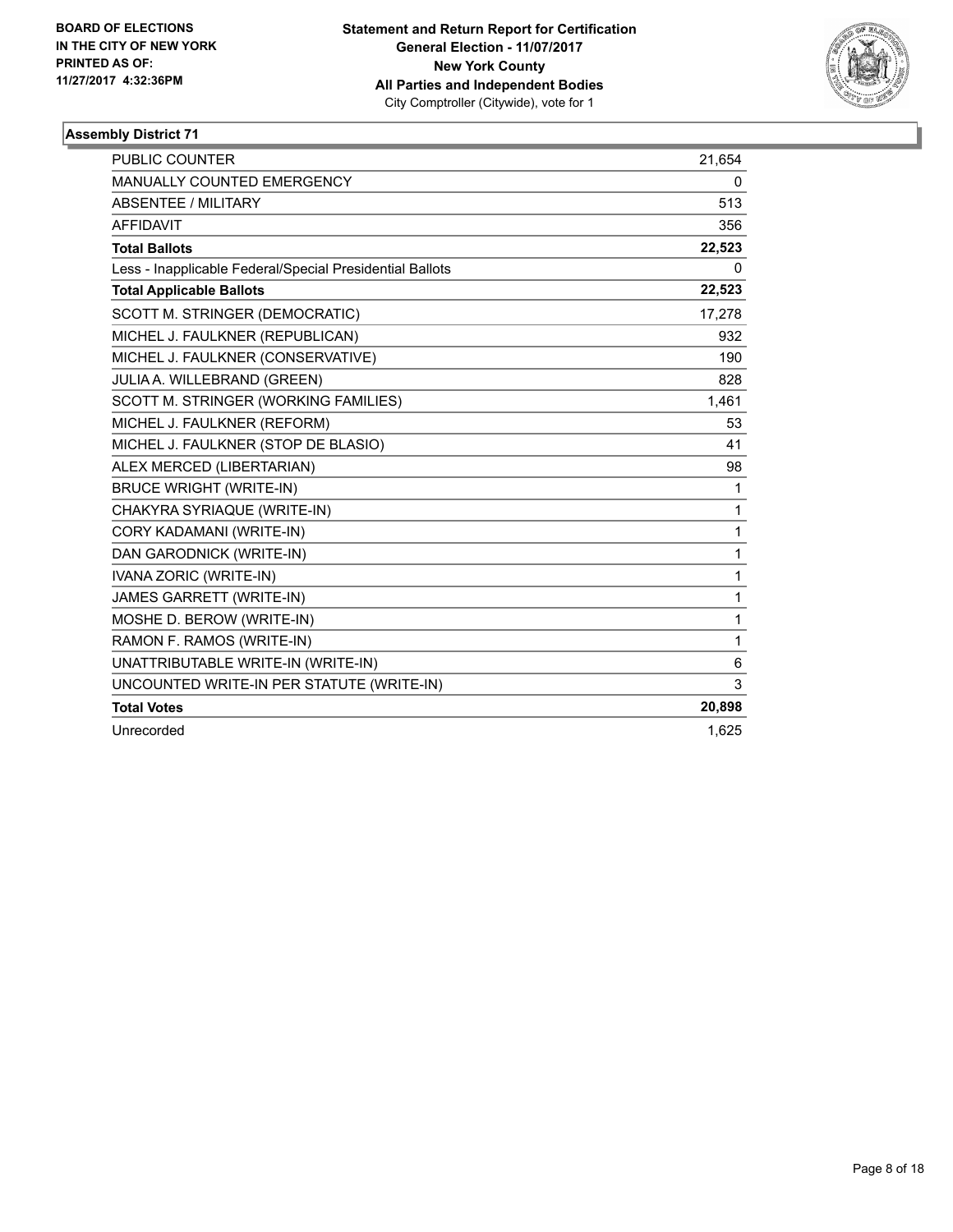BOARD OF ELECTIONS
IN THE CITY OF NEW YORK
PRINTED AS OF:
11/27/2017 4:32:36PM

**Statement and Return Report for Certification**
**General Election - 11/07/2017**
**New York County**
**All Parties and Independent Bodies**
City Comptroller (Citywide), vote for 1

## Assembly District 71

| | |
|---|---|
| PUBLIC COUNTER | 21,654 |
| MANUALLY COUNTED EMERGENCY | 0 |
| ABSENTEE / MILITARY | 513 |
| AFFIDAVIT | 356 |
| **Total Ballots** | **22,523** |
| Less - Inapplicable Federal/Special Presidential Ballots | 0 |
| **Total Applicable Ballots** | **22,523** |
| SCOTT M. STRINGER (DEMOCRATIC) | 17,278 |
| MICHEL J. FAULKNER (REPUBLICAN) | 932 |
| MICHEL J. FAULKNER (CONSERVATIVE) | 190 |
| JULIA A. WILLEBRAND (GREEN) | 828 |
| SCOTT M. STRINGER (WORKING FAMILIES) | 1,461 |
| MICHEL J. FAULKNER (REFORM) | 53 |
| MICHEL J. FAULKNER (STOP DE BLASIO) | 41 |
| ALEX MERCED (LIBERTARIAN) | 98 |
| BRUCE WRIGHT (WRITE-IN) | 1 |
| CHAKYRA SYRIAQUE (WRITE-IN) | 1 |
| CORY KADAMANI (WRITE-IN) | 1 |
| DAN GARODNICK (WRITE-IN) | 1 |
| IVANA ZORIC (WRITE-IN) | 1 |
| JAMES GARRETT (WRITE-IN) | 1 |
| MOSHE D. BEROW (WRITE-IN) | 1 |
| RAMON F. RAMOS (WRITE-IN) | 1 |
| UNATTRIBUTABLE WRITE-IN (WRITE-IN) | 6 |
| UNCOUNTED WRITE-IN PER STATUTE (WRITE-IN) | 3 |
| **Total Votes** | **20,898** |
| Unrecorded | 1,625 |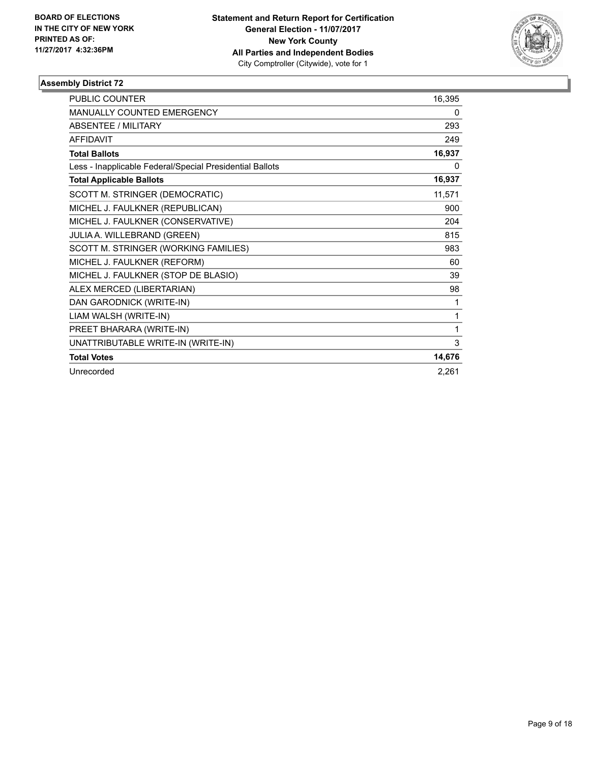**BOARD OF ELECTIONS IN THE CITY OF NEW YORK PRINTED AS OF: 11/27/2017 4:32:36PM**

**Statement and Return Report for Certification**
**General Election - 11/07/2017**
**New York County**
**All Parties and Independent Bodies**
City Comptroller (Citywide), vote for 1

### Assembly District 72

| | |
|---|---|
| PUBLIC COUNTER | 16,395 |
| MANUALLY COUNTED EMERGENCY | 0 |
| ABSENTEE / MILITARY | 293 |
| AFFIDAVIT | 249 |
| **Total Ballots** | **16,937** |
| Less - Inapplicable Federal/Special Presidential Ballots | 0 |
| **Total Applicable Ballots** | **16,937** |
| SCOTT M. STRINGER (DEMOCRATIC) | 11,571 |
| MICHEL J. FAULKNER (REPUBLICAN) | 900 |
| MICHEL J. FAULKNER (CONSERVATIVE) | 204 |
| JULIA A. WILLEBRAND (GREEN) | 815 |
| SCOTT M. STRINGER (WORKING FAMILIES) | 983 |
| MICHEL J. FAULKNER (REFORM) | 60 |
| MICHEL J. FAULKNER (STOP DE BLASIO) | 39 |
| ALEX MERCED (LIBERTARIAN) | 98 |
| DAN GARODNICK (WRITE-IN) | 1 |
| LIAM WALSH (WRITE-IN) | 1 |
| PREET BHARARA (WRITE-IN) | 1 |
| UNATTRIBUTABLE WRITE-IN (WRITE-IN) | 3 |
| **Total Votes** | **14,676** |
| Unrecorded | 2,261 |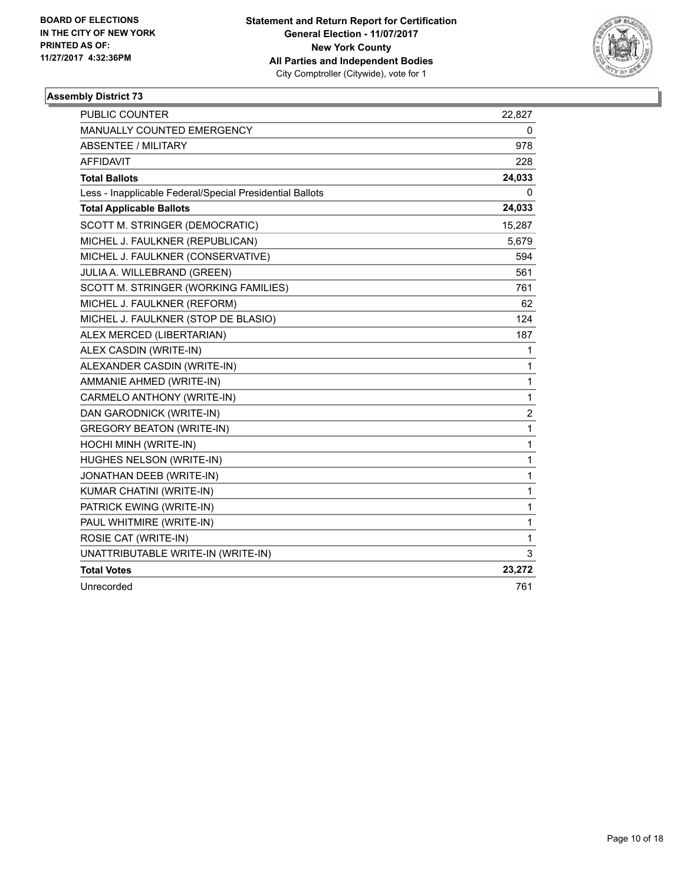BOARD OF ELECTIONS
IN THE CITY OF NEW YORK
PRINTED AS OF:
11/27/2017 4:32:36PM

**Statement and Return Report for Certification**
**General Election - 11/07/2017**
**New York County**
**All Parties and Independent Bodies**
City Comptroller (Citywide), vote for 1

### Assembly District 73

| | |
|---|---|
| PUBLIC COUNTER | 22,827 |
| MANUALLY COUNTED EMERGENCY | 0 |
| ABSENTEE / MILITARY | 978 |
| AFFIDAVIT | 228 |
| **Total Ballots** | **24,033** |
| Less - Inapplicable Federal/Special Presidential Ballots | 0 |
| **Total Applicable Ballots** | **24,033** |
| SCOTT M. STRINGER (DEMOCRATIC) | 15,287 |
| MICHEL J. FAULKNER (REPUBLICAN) | 5,679 |
| MICHEL J. FAULKNER (CONSERVATIVE) | 594 |
| JULIA A. WILLEBRAND (GREEN) | 561 |
| SCOTT M. STRINGER (WORKING FAMILIES) | 761 |
| MICHEL J. FAULKNER (REFORM) | 62 |
| MICHEL J. FAULKNER (STOP DE BLASIO) | 124 |
| ALEX MERCED (LIBERTARIAN) | 187 |
| ALEX CASDIN (WRITE-IN) | 1 |
| ALEXANDER CASDIN (WRITE-IN) | 1 |
| AMMANIE AHMED (WRITE-IN) | 1 |
| CARMELO ANTHONY (WRITE-IN) | 1 |
| DAN GARODNICK (WRITE-IN) | 2 |
| GREGORY BEATON (WRITE-IN) | 1 |
| HOCHI MINH (WRITE-IN) | 1 |
| HUGHES NELSON (WRITE-IN) | 1 |
| JONATHAN DEEB (WRITE-IN) | 1 |
| KUMAR CHATINI (WRITE-IN) | 1 |
| PATRICK EWING (WRITE-IN) | 1 |
| PAUL WHITMIRE (WRITE-IN) | 1 |
| ROSIE CAT (WRITE-IN) | 1 |
| UNATTRIBUTABLE WRITE-IN (WRITE-IN) | 3 |
| **Total Votes** | **23,272** |
| Unrecorded | 761 |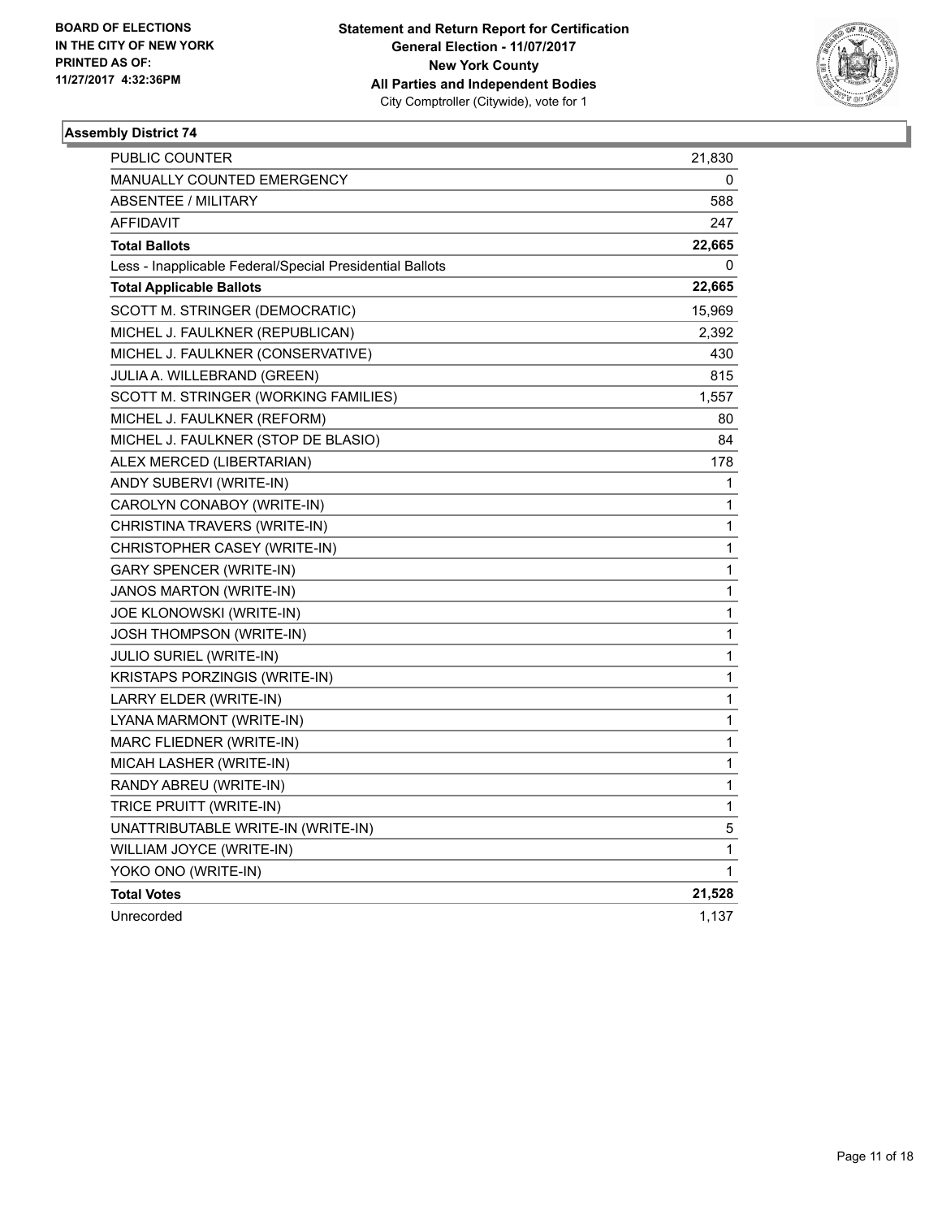BOARD OF ELECTIONS
IN THE CITY OF NEW YORK
PRINTED AS OF:
11/27/2017 4:32:36PM

**Statement and Return Report for Certification**
**General Election - 11/07/2017**
**New York County**
**All Parties and Independent Bodies**
City Comptroller (Citywide), vote for 1

### Assembly District 74

| | |
|---|---|
| PUBLIC COUNTER | 21,830 |
| MANUALLY COUNTED EMERGENCY | 0 |
| ABSENTEE / MILITARY | 588 |
| AFFIDAVIT | 247 |
| **Total Ballots** | **22,665** |
| Less - Inapplicable Federal/Special Presidential Ballots | 0 |
| **Total Applicable Ballots** | **22,665** |
| SCOTT M. STRINGER (DEMOCRATIC) | 15,969 |
| MICHEL J. FAULKNER (REPUBLICAN) | 2,392 |
| MICHEL J. FAULKNER (CONSERVATIVE) | 430 |
| JULIA A. WILLEBRAND (GREEN) | 815 |
| SCOTT M. STRINGER (WORKING FAMILIES) | 1,557 |
| MICHEL J. FAULKNER (REFORM) | 80 |
| MICHEL J. FAULKNER (STOP DE BLASIO) | 84 |
| ALEX MERCED (LIBERTARIAN) | 178 |
| ANDY SUBERVI (WRITE-IN) | 1 |
| CAROLYN CONABOY (WRITE-IN) | 1 |
| CHRISTINA TRAVERS (WRITE-IN) | 1 |
| CHRISTOPHER CASEY (WRITE-IN) | 1 |
| GARY SPENCER (WRITE-IN) | 1 |
| JANOS MARTON (WRITE-IN) | 1 |
| JOE KLONOWSKI (WRITE-IN) | 1 |
| JOSH THOMPSON (WRITE-IN) | 1 |
| JULIO SURIEL (WRITE-IN) | 1 |
| KRISTAPS PORZINGIS (WRITE-IN) | 1 |
| LARRY ELDER (WRITE-IN) | 1 |
| LYANA MARMONT (WRITE-IN) | 1 |
| MARC FLIEDNER (WRITE-IN) | 1 |
| MICAH LASHER (WRITE-IN) | 1 |
| RANDY ABREU (WRITE-IN) | 1 |
| TRICE PRUITT (WRITE-IN) | 1 |
| UNATTRIBUTABLE WRITE-IN (WRITE-IN) | 5 |
| WILLIAM JOYCE (WRITE-IN) | 1 |
| YOKO ONO (WRITE-IN) | 1 |
| **Total Votes** | **21,528** |
| Unrecorded | 1,137 |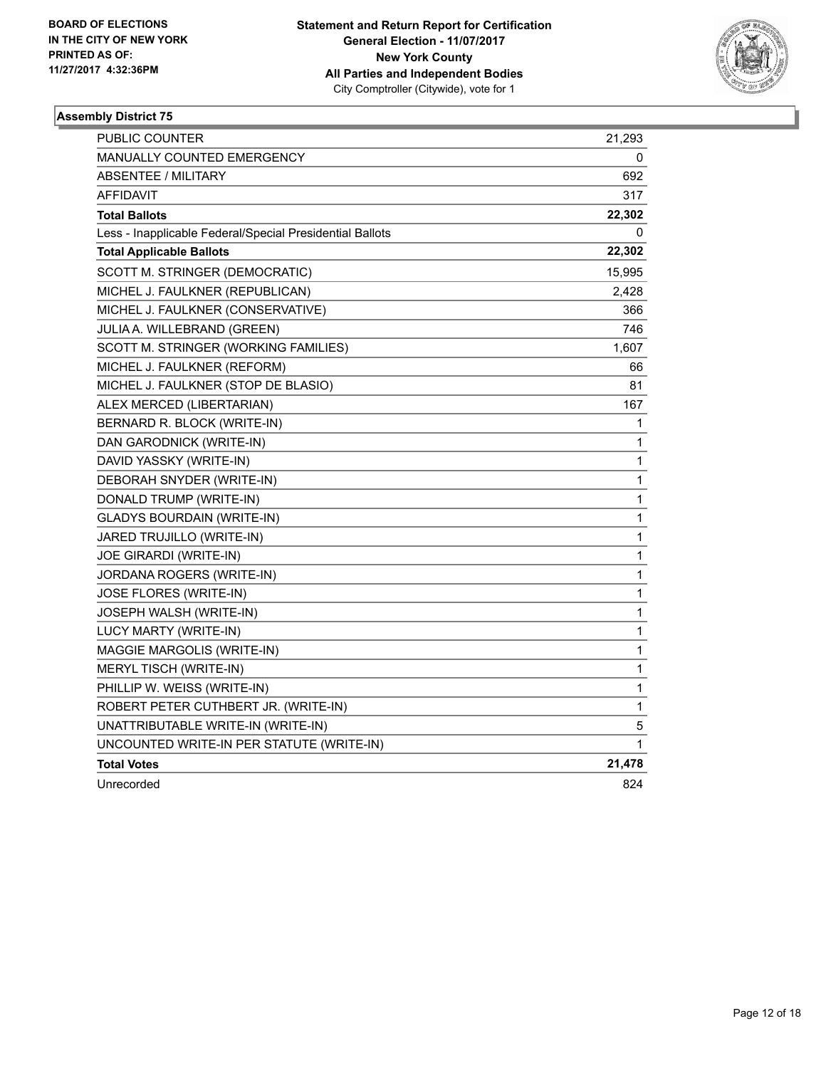BOARD OF ELECTIONS
IN THE CITY OF NEW YORK
PRINTED AS OF:
11/27/2017 4:32:36PM

**Statement and Return Report for Certification**
**General Election - 11/07/2017**
**New York County**
**All Parties and Independent Bodies**
City Comptroller (Citywide), vote for 1

### Assembly District 75

| | |
|---|---|
| PUBLIC COUNTER | 21,293 |
| MANUALLY COUNTED EMERGENCY | 0 |
| ABSENTEE / MILITARY | 692 |
| AFFIDAVIT | 317 |
| **Total Ballots** | **22,302** |
| Less - Inapplicable Federal/Special Presidential Ballots | 0 |
| **Total Applicable Ballots** | **22,302** |
| SCOTT M. STRINGER (DEMOCRATIC) | 15,995 |
| MICHEL J. FAULKNER (REPUBLICAN) | 2,428 |
| MICHEL J. FAULKNER (CONSERVATIVE) | 366 |
| JULIA A. WILLEBRAND (GREEN) | 746 |
| SCOTT M. STRINGER (WORKING FAMILIES) | 1,607 |
| MICHEL J. FAULKNER (REFORM) | 66 |
| MICHEL J. FAULKNER (STOP DE BLASIO) | 81 |
| ALEX MERCED (LIBERTARIAN) | 167 |
| BERNARD R. BLOCK (WRITE-IN) | 1 |
| DAN GARODNICK (WRITE-IN) | 1 |
| DAVID YASSKY (WRITE-IN) | 1 |
| DEBORAH SNYDER (WRITE-IN) | 1 |
| DONALD TRUMP (WRITE-IN) | 1 |
| GLADYS BOURDAIN (WRITE-IN) | 1 |
| JARED TRUJILLO (WRITE-IN) | 1 |
| JOE GIRARDI (WRITE-IN) | 1 |
| JORDANA ROGERS (WRITE-IN) | 1 |
| JOSE FLORES (WRITE-IN) | 1 |
| JOSEPH WALSH (WRITE-IN) | 1 |
| LUCY MARTY (WRITE-IN) | 1 |
| MAGGIE MARGOLIS (WRITE-IN) | 1 |
| MERYL TISCH (WRITE-IN) | 1 |
| PHILLIP W. WEISS (WRITE-IN) | 1 |
| ROBERT PETER CUTHBERT JR. (WRITE-IN) | 1 |
| UNATTRIBUTABLE WRITE-IN (WRITE-IN) | 5 |
| UNCOUNTED WRITE-IN PER STATUTE (WRITE-IN) | 1 |
| **Total Votes** | **21,478** |
| Unrecorded | 824 |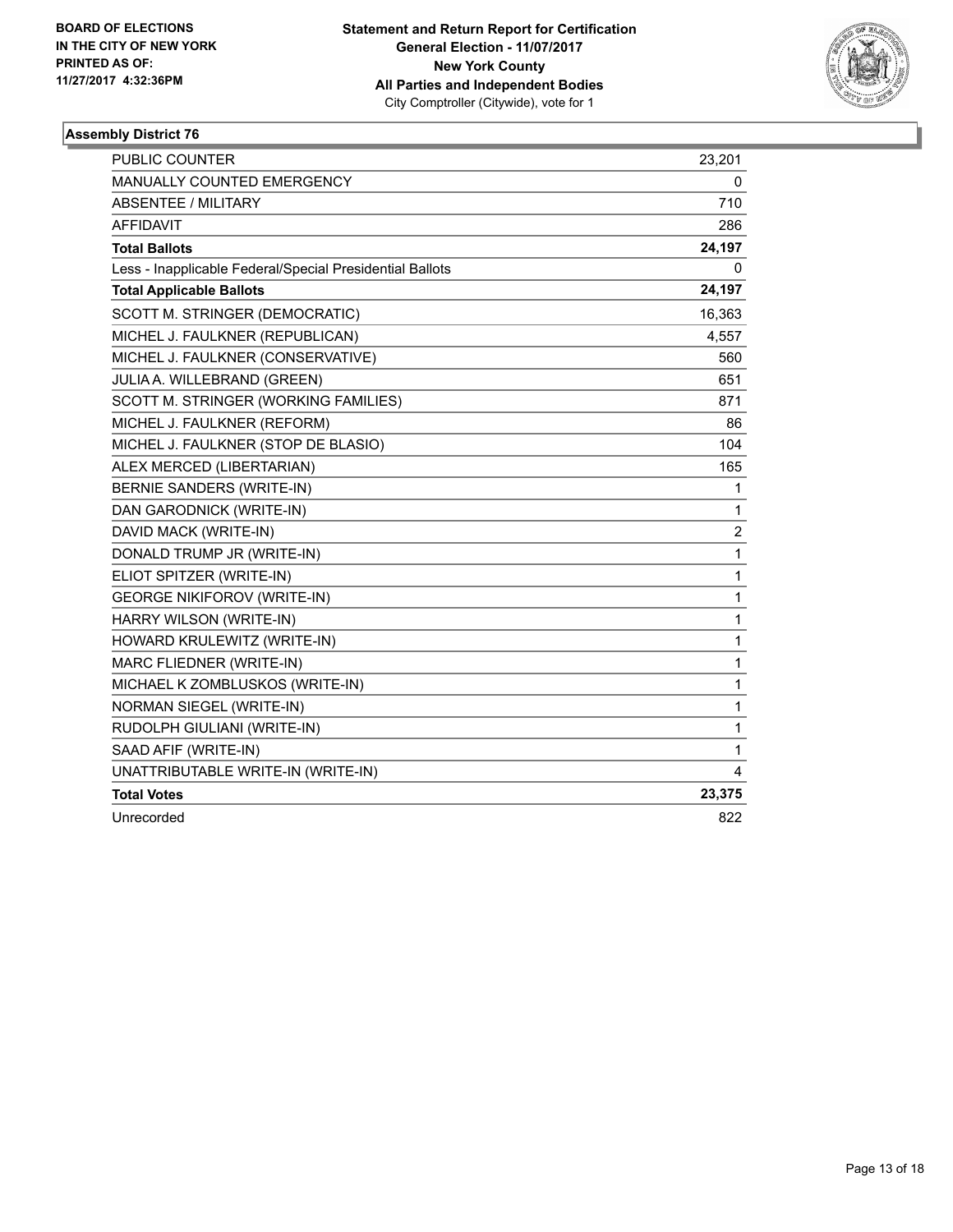**BOARD OF ELECTIONS**
**IN THE CITY OF NEW YORK**
**PRINTED AS OF:**
**11/27/2017 4:32:36PM**

**Statement and Return Report for Certification**
**General Election - 11/07/2017**
**New York County**
**All Parties and Independent Bodies**
City Comptroller (Citywide), vote for 1

### Assembly District 76

| | |
|---|---|
| PUBLIC COUNTER | 23,201 |
| MANUALLY COUNTED EMERGENCY | 0 |
| ABSENTEE / MILITARY | 710 |
| AFFIDAVIT | 286 |
| **Total Ballots** | **24,197** |
| Less - Inapplicable Federal/Special Presidential Ballots | 0 |
| **Total Applicable Ballots** | **24,197** |
| SCOTT M. STRINGER (DEMOCRATIC) | 16,363 |
| MICHEL J. FAULKNER (REPUBLICAN) | 4,557 |
| MICHEL J. FAULKNER (CONSERVATIVE) | 560 |
| JULIA A. WILLEBRAND (GREEN) | 651 |
| SCOTT M. STRINGER (WORKING FAMILIES) | 871 |
| MICHEL J. FAULKNER (REFORM) | 86 |
| MICHEL J. FAULKNER (STOP DE BLASIO) | 104 |
| ALEX MERCED (LIBERTARIAN) | 165 |
| BERNIE SANDERS (WRITE-IN) | 1 |
| DAN GARODNICK (WRITE-IN) | 1 |
| DAVID MACK (WRITE-IN) | 2 |
| DONALD TRUMP JR (WRITE-IN) | 1 |
| ELIOT SPITZER (WRITE-IN) | 1 |
| GEORGE NIKIFOROV (WRITE-IN) | 1 |
| HARRY WILSON (WRITE-IN) | 1 |
| HOWARD KRULEWITZ (WRITE-IN) | 1 |
| MARC FLIEDNER (WRITE-IN) | 1 |
| MICHAEL K ZOMBLUSKOS (WRITE-IN) | 1 |
| NORMAN SIEGEL (WRITE-IN) | 1 |
| RUDOLPH GIULIANI (WRITE-IN) | 1 |
| SAAD AFIF (WRITE-IN) | 1 |
| UNATTRIBUTABLE WRITE-IN (WRITE-IN) | 4 |
| **Total Votes** | **23,375** |
| Unrecorded | 822 |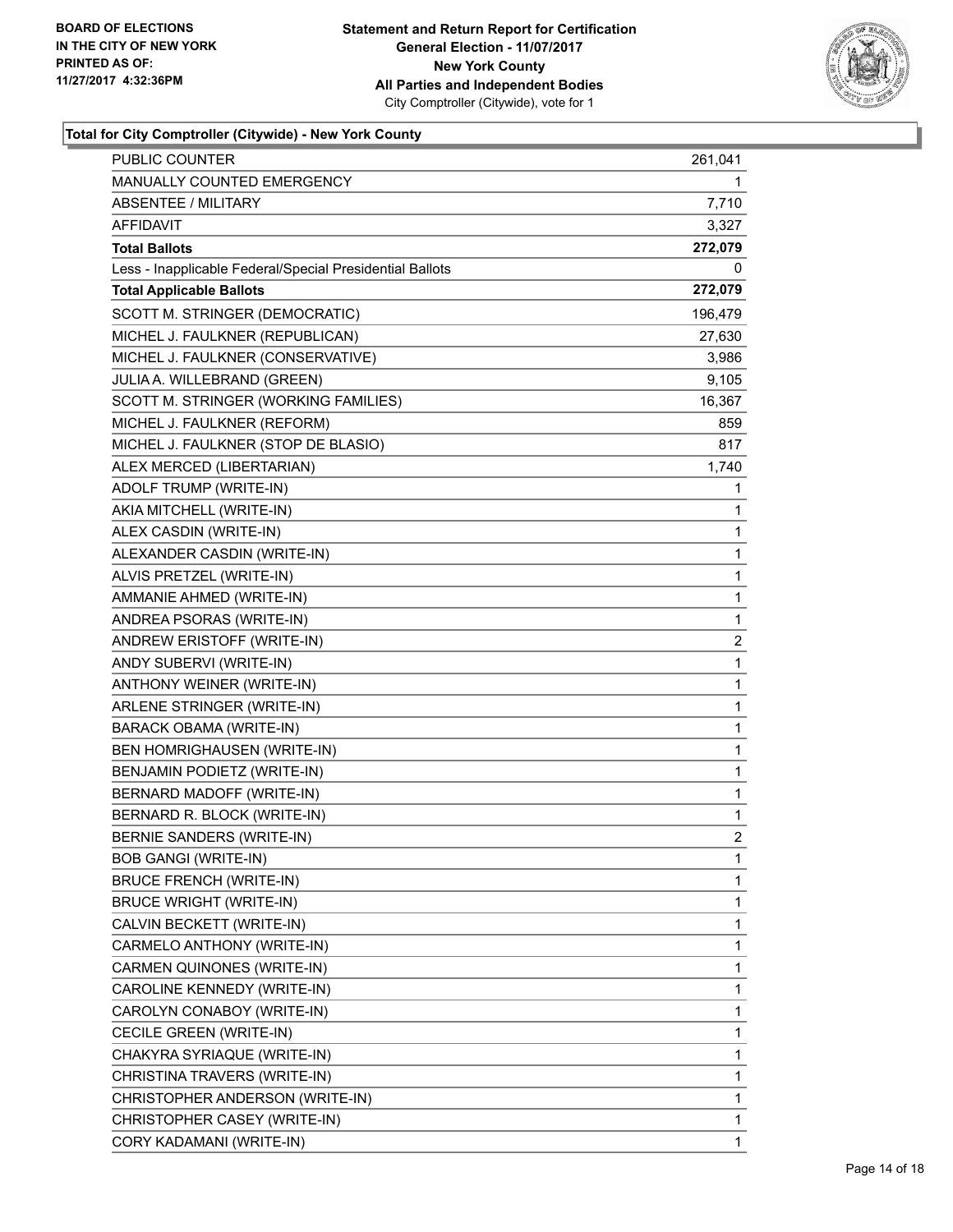**BOARD OF ELECTIONS IN THE CITY OF NEW YORK PRINTED AS OF: 11/27/2017 4:32:36PM**

**Statement and Return Report for Certification**
**General Election - 11/07/2017**
**New York County**
**All Parties and Independent Bodies**
City Comptroller (Citywide), vote for 1

**Total for City Comptroller (Citywide) - New York County**

| | |
|---|---|
| PUBLIC COUNTER | 261,041 |
| MANUALLY COUNTED EMERGENCY | 1 |
| ABSENTEE / MILITARY | 7,710 |
| AFFIDAVIT | 3,327 |
| **Total Ballots** | **272,079** |
| Less - Inapplicable Federal/Special Presidential Ballots | 0 |
| **Total Applicable Ballots** | **272,079** |
| SCOTT M. STRINGER (DEMOCRATIC) | 196,479 |
| MICHEL J. FAULKNER (REPUBLICAN) | 27,630 |
| MICHEL J. FAULKNER (CONSERVATIVE) | 3,986 |
| JULIA A. WILLEBRAND (GREEN) | 9,105 |
| SCOTT M. STRINGER (WORKING FAMILIES) | 16,367 |
| MICHEL J. FAULKNER (REFORM) | 859 |
| MICHEL J. FAULKNER (STOP DE BLASIO) | 817 |
| ALEX MERCED (LIBERTARIAN) | 1,740 |
| ADOLF TRUMP (WRITE-IN) | 1 |
| AKIA MITCHELL (WRITE-IN) | 1 |
| ALEX CASDIN (WRITE-IN) | 1 |
| ALEXANDER CASDIN (WRITE-IN) | 1 |
| ALVIS PRETZEL (WRITE-IN) | 1 |
| AMMANIE AHMED (WRITE-IN) | 1 |
| ANDREA PSORAS (WRITE-IN) | 1 |
| ANDREW ERISTOFF (WRITE-IN) | 2 |
| ANDY SUBERVI (WRITE-IN) | 1 |
| ANTHONY WEINER (WRITE-IN) | 1 |
| ARLENE STRINGER (WRITE-IN) | 1 |
| BARACK OBAMA (WRITE-IN) | 1 |
| BEN HOMRIGHAUSEN (WRITE-IN) | 1 |
| BENJAMIN PODIETZ (WRITE-IN) | 1 |
| BERNARD MADOFF (WRITE-IN) | 1 |
| BERNARD R. BLOCK (WRITE-IN) | 1 |
| BERNIE SANDERS (WRITE-IN) | 2 |
| BOB GANGI (WRITE-IN) | 1 |
| BRUCE FRENCH (WRITE-IN) | 1 |
| BRUCE WRIGHT (WRITE-IN) | 1 |
| CALVIN BECKETT (WRITE-IN) | 1 |
| CARMELO ANTHONY (WRITE-IN) | 1 |
| CARMEN QUINONES (WRITE-IN) | 1 |
| CAROLINE KENNEDY (WRITE-IN) | 1 |
| CAROLYN CONABOY (WRITE-IN) | 1 |
| CECILE GREEN (WRITE-IN) | 1 |
| CHAKYRA SYRIAQUE (WRITE-IN) | 1 |
| CHRISTINA TRAVERS (WRITE-IN) | 1 |
| CHRISTOPHER ANDERSON (WRITE-IN) | 1 |
| CHRISTOPHER CASEY (WRITE-IN) | 1 |
| CORY KADAMANI (WRITE-IN) | 1 |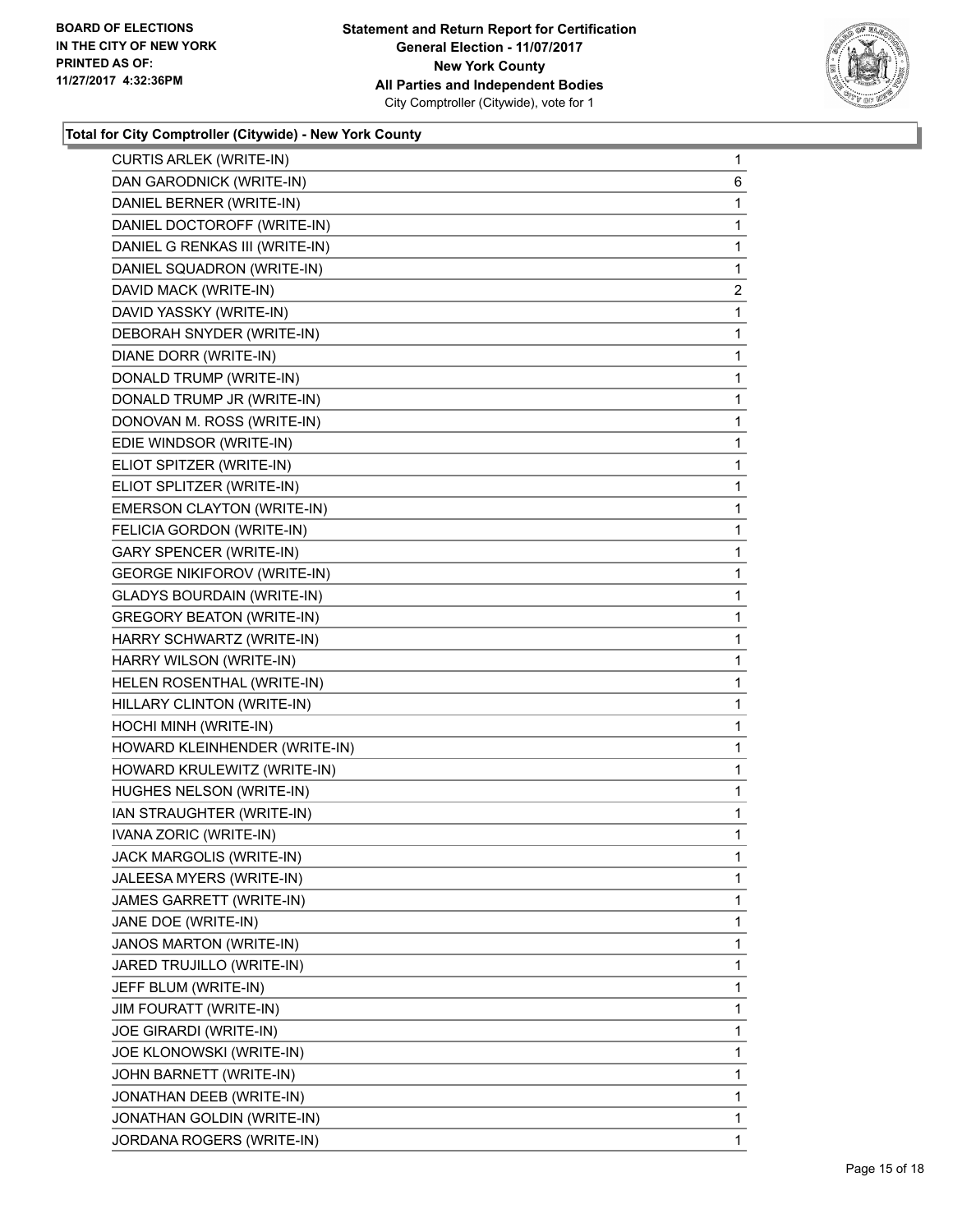**BOARD OF ELECTIONS IN THE CITY OF NEW YORK PRINTED AS OF: 11/27/2017 4:32:36PM**

**Statement and Return Report for Certification General Election - 11/07/2017 New York County All Parties and Independent Bodies** City Comptroller (Citywide), vote for 1

### Total for City Comptroller (Citywide) - New York County

| | |
|---|---|
| CURTIS ARLEK (WRITE-IN) | 1 |
| DAN GARODNICK (WRITE-IN) | 6 |
| DANIEL BERNER (WRITE-IN) | 1 |
| DANIEL DOCTOROFF (WRITE-IN) | 1 |
| DANIEL G RENKAS III (WRITE-IN) | 1 |
| DANIEL SQUADRON (WRITE-IN) | 1 |
| DAVID MACK (WRITE-IN) | 2 |
| DAVID YASSKY (WRITE-IN) | 1 |
| DEBORAH SNYDER (WRITE-IN) | 1 |
| DIANE DORR (WRITE-IN) | 1 |
| DONALD TRUMP (WRITE-IN) | 1 |
| DONALD TRUMP JR (WRITE-IN) | 1 |
| DONOVAN M. ROSS (WRITE-IN) | 1 |
| EDIE WINDSOR (WRITE-IN) | 1 |
| ELIOT SPITZER (WRITE-IN) | 1 |
| ELIOT SPLITZER (WRITE-IN) | 1 |
| EMERSON CLAYTON (WRITE-IN) | 1 |
| FELICIA GORDON (WRITE-IN) | 1 |
| GARY SPENCER (WRITE-IN) | 1 |
| GEORGE NIKIFOROV (WRITE-IN) | 1 |
| GLADYS BOURDAIN (WRITE-IN) | 1 |
| GREGORY BEATON (WRITE-IN) | 1 |
| HARRY SCHWARTZ (WRITE-IN) | 1 |
| HARRY WILSON (WRITE-IN) | 1 |
| HELEN ROSENTHAL (WRITE-IN) | 1 |
| HILLARY CLINTON (WRITE-IN) | 1 |
| HOCHI MINH (WRITE-IN) | 1 |
| HOWARD KLEINHENDER (WRITE-IN) | 1 |
| HOWARD KRULEWITZ (WRITE-IN) | 1 |
| HUGHES NELSON (WRITE-IN) | 1 |
| IAN STRAUGHTER (WRITE-IN) | 1 |
| IVANA ZORIC (WRITE-IN) | 1 |
| JACK MARGOLIS (WRITE-IN) | 1 |
| JALEESA MYERS (WRITE-IN) | 1 |
| JAMES GARRETT (WRITE-IN) | 1 |
| JANE DOE (WRITE-IN) | 1 |
| JANOS MARTON (WRITE-IN) | 1 |
| JARED TRUJILLO (WRITE-IN) | 1 |
| JEFF BLUM (WRITE-IN) | 1 |
| JIM FOURATT (WRITE-IN) | 1 |
| JOE GIRARDI (WRITE-IN) | 1 |
| JOE KLONOWSKI (WRITE-IN) | 1 |
| JOHN BARNETT (WRITE-IN) | 1 |
| JONATHAN DEEB (WRITE-IN) | 1 |
| JONATHAN GOLDIN (WRITE-IN) | 1 |
| JORDANA ROGERS (WRITE-IN) | 1 |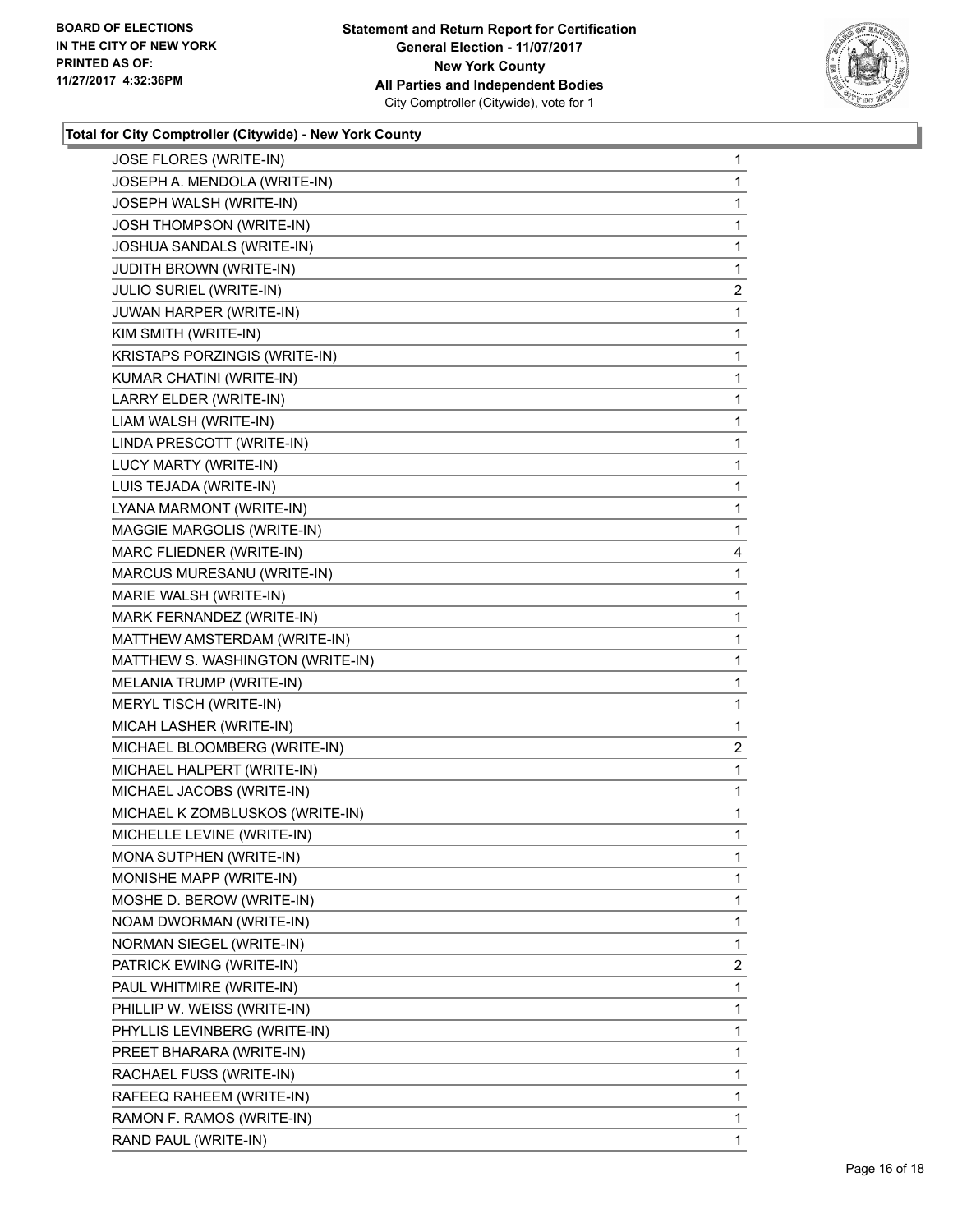BOARD OF ELECTIONS
IN THE CITY OF NEW YORK
PRINTED AS OF:
11/27/2017 4:32:36PM

**Statement and Return Report for Certification**
**General Election - 11/07/2017**
**New York County**
**All Parties and Independent Bodies**
City Comptroller (Citywide), vote for 1

### Total for City Comptroller (Citywide) - New York County

| | |
|---|---|
| JOSE FLORES (WRITE-IN) | 1 |
| JOSEPH A. MENDOLA (WRITE-IN) | 1 |
| JOSEPH WALSH (WRITE-IN) | 1 |
| JOSH THOMPSON (WRITE-IN) | 1 |
| JOSHUA SANDALS (WRITE-IN) | 1 |
| JUDITH BROWN (WRITE-IN) | 1 |
| JULIO SURIEL (WRITE-IN) | 2 |
| JUWAN HARPER (WRITE-IN) | 1 |
| KIM SMITH (WRITE-IN) | 1 |
| KRISTAPS PORZINGIS (WRITE-IN) | 1 |
| KUMAR CHATINI (WRITE-IN) | 1 |
| LARRY ELDER (WRITE-IN) | 1 |
| LIAM WALSH (WRITE-IN) | 1 |
| LINDA PRESCOTT (WRITE-IN) | 1 |
| LUCY MARTY (WRITE-IN) | 1 |
| LUIS TEJADA (WRITE-IN) | 1 |
| LYANA MARMONT (WRITE-IN) | 1 |
| MAGGIE MARGOLIS (WRITE-IN) | 1 |
| MARC FLIEDNER (WRITE-IN) | 4 |
| MARCUS MURESANU (WRITE-IN) | 1 |
| MARIE WALSH (WRITE-IN) | 1 |
| MARK FERNANDEZ (WRITE-IN) | 1 |
| MATTHEW AMSTERDAM (WRITE-IN) | 1 |
| MATTHEW S. WASHINGTON (WRITE-IN) | 1 |
| MELANIA TRUMP (WRITE-IN) | 1 |
| MERYL TISCH (WRITE-IN) | 1 |
| MICAH LASHER (WRITE-IN) | 1 |
| MICHAEL BLOOMBERG (WRITE-IN) | 2 |
| MICHAEL HALPERT (WRITE-IN) | 1 |
| MICHAEL JACOBS (WRITE-IN) | 1 |
| MICHAEL K ZOMBLUSKOS (WRITE-IN) | 1 |
| MICHELLE LEVINE (WRITE-IN) | 1 |
| MONA SUTPHEN (WRITE-IN) | 1 |
| MONISHE MAPP (WRITE-IN) | 1 |
| MOSHE D. BEROW (WRITE-IN) | 1 |
| NOAM DWORMAN (WRITE-IN) | 1 |
| NORMAN SIEGEL (WRITE-IN) | 1 |
| PATRICK EWING (WRITE-IN) | 2 |
| PAUL WHITMIRE (WRITE-IN) | 1 |
| PHILLIP W. WEISS (WRITE-IN) | 1 |
| PHYLLIS LEVINBERG (WRITE-IN) | 1 |
| PREET BHARARA (WRITE-IN) | 1 |
| RACHAEL FUSS (WRITE-IN) | 1 |
| RAFEEQ RAHEEM (WRITE-IN) | 1 |
| RAMON F. RAMOS (WRITE-IN) | 1 |
| RAND PAUL (WRITE-IN) | 1 |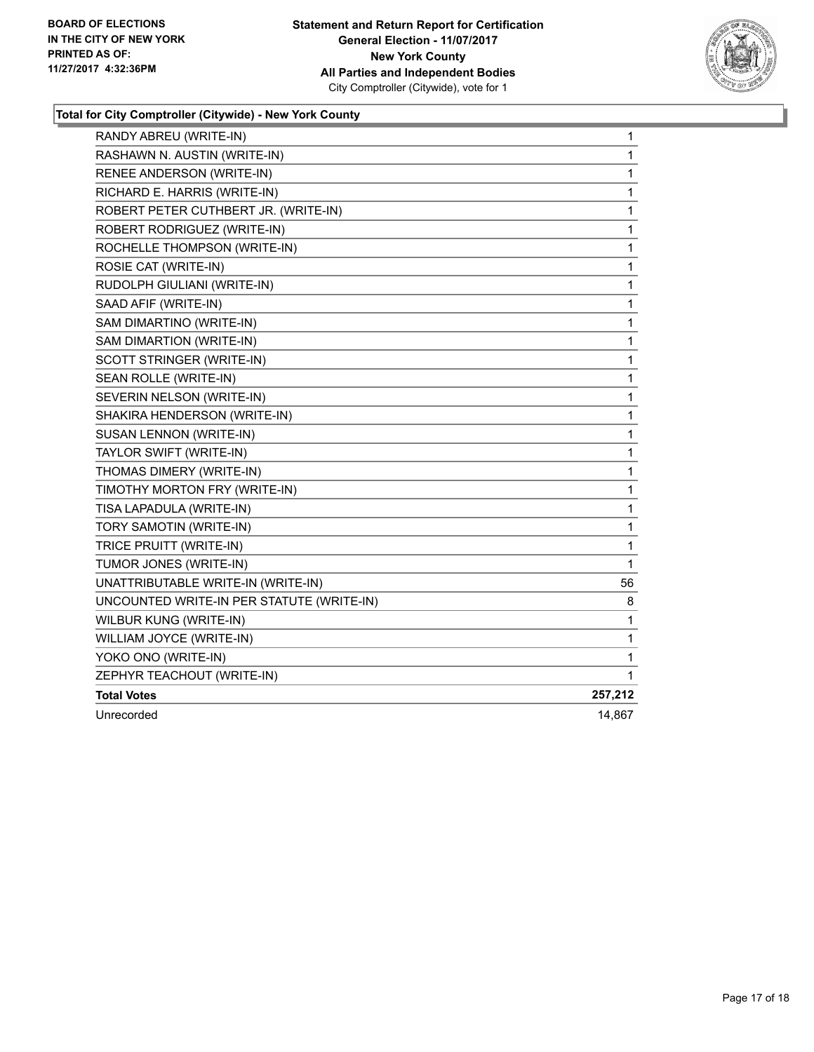**Total for City Comptroller (Citywide) - New York County**

| Candidate | Votes |
|---|---|
| RANDY ABREU (WRITE-IN) | 1 |
| RASHAWN N. AUSTIN (WRITE-IN) | 1 |
| RENEE ANDERSON (WRITE-IN) | 1 |
| RICHARD E. HARRIS (WRITE-IN) | 1 |
| ROBERT PETER CUTHBERT JR. (WRITE-IN) | 1 |
| ROBERT RODRIGUEZ (WRITE-IN) | 1 |
| ROCHELLE THOMPSON (WRITE-IN) | 1 |
| ROSIE CAT (WRITE-IN) | 1 |
| RUDOLPH GIULIANI (WRITE-IN) | 1 |
| SAAD AFIF (WRITE-IN) | 1 |
| SAM DIMARTINO (WRITE-IN) | 1 |
| SAM DIMARTION (WRITE-IN) | 1 |
| SCOTT STRINGER (WRITE-IN) | 1 |
| SEAN ROLLE (WRITE-IN) | 1 |
| SEVERIN NELSON (WRITE-IN) | 1 |
| SHAKIRA HENDERSON (WRITE-IN) | 1 |
| SUSAN LENNON (WRITE-IN) | 1 |
| TAYLOR SWIFT (WRITE-IN) | 1 |
| THOMAS DIMERY (WRITE-IN) | 1 |
| TIMOTHY MORTON FRY (WRITE-IN) | 1 |
| TISA LAPADULA (WRITE-IN) | 1 |
| TORY SAMOTIN (WRITE-IN) | 1 |
| TRICE PRUITT (WRITE-IN) | 1 |
| TUMOR JONES (WRITE-IN) | 1 |
| UNATTRIBUTABLE WRITE-IN (WRITE-IN) | 56 |
| UNCOUNTED WRITE-IN PER STATUTE (WRITE-IN) | 8 |
| WILBUR KUNG (WRITE-IN) | 1 |
| WILLIAM JOYCE (WRITE-IN) | 1 |
| YOKO ONO (WRITE-IN) | 1 |
| ZEPHYR TEACHOUT (WRITE-IN) | 1 |
| **Total Votes** | **257,212** |
| Unrecorded | 14,867 |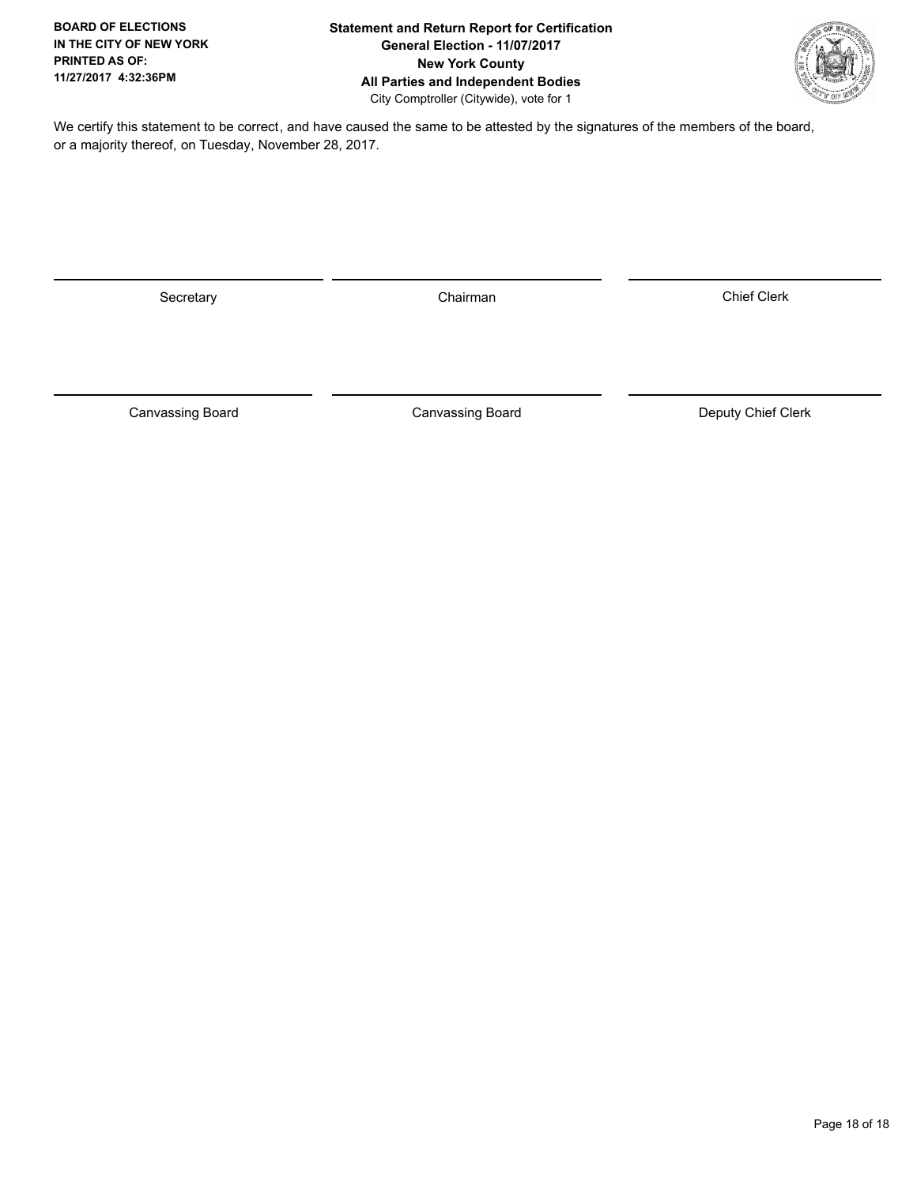**BOARD OF ELECTIONS**
**IN THE CITY OF NEW YORK**
**PRINTED AS OF:**
**11/27/2017 4:32:36PM**

**Statement and Return Report for Certification**
**General Election - 11/07/2017**
**New York County**
**All Parties and Independent Bodies**
City Comptroller (Citywide), vote for 1

We certify this statement to be correct, and have caused the same to be attested by the signatures of the members of the board, or a majority thereof, on Tuesday, November 28, 2017.

| | | |
|---|---|---|
| Secretary | Chairman | Chief Clerk |
| Canvassing Board | Canvassing Board | Deputy Chief Clerk |